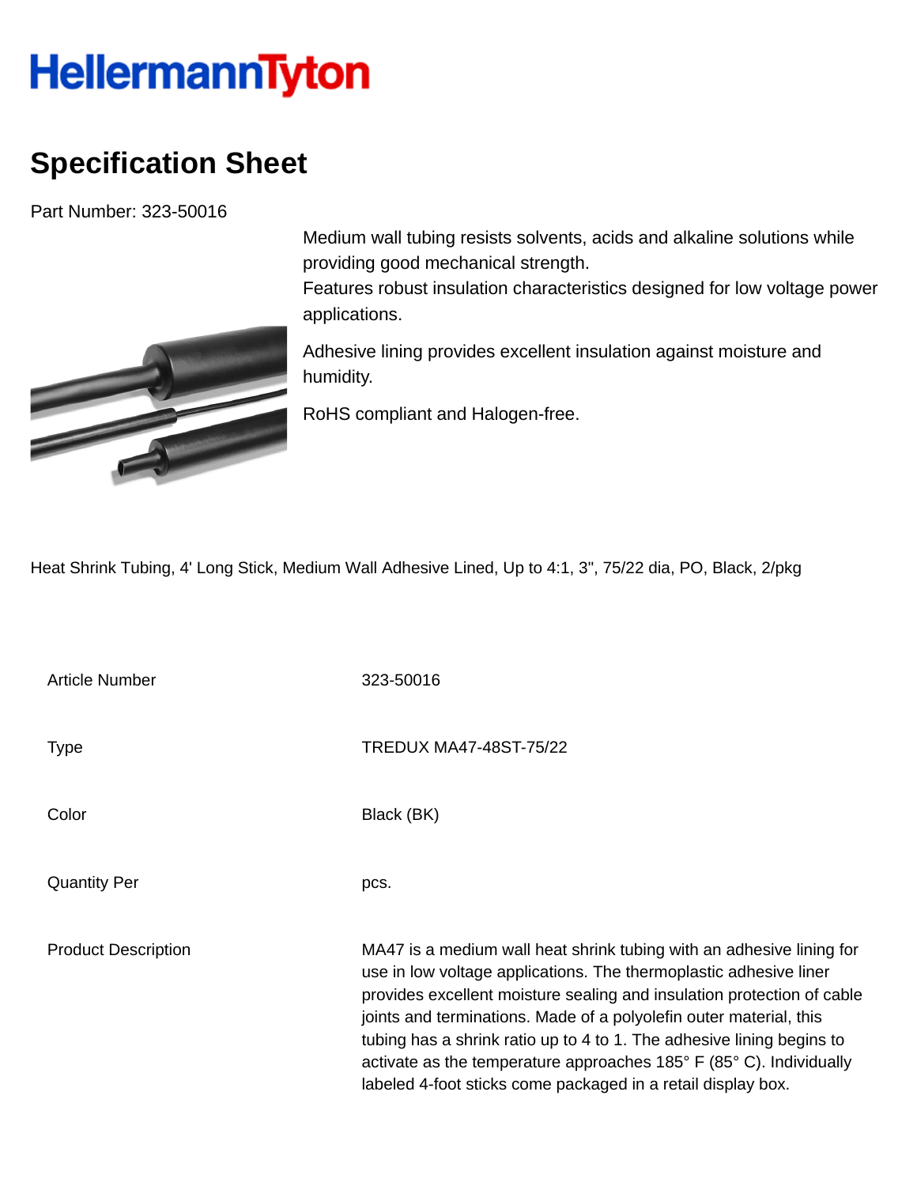HellermannTyton

# Specification Sheet

Part Number: 323-50016

Medium wall tubing resists solvents, acids and alkaline solutions while providing good mechanical strength.
Features robust insulation characteristics designed for low voltage power applications.

Adhesive lining provides excellent insulation against moisture and humidity.

RoHS compliant and Halogen-free.

Heat Shrink Tubing, 4' Long Stick, Medium Wall Adhesive Lined, Up to 4:1, 3", 75/22 dia, PO, Black, 2/pkg

| | |
|---|---|
| Article Number | 323-50016 |
| Type | TREDUX MA47-48ST-75/22 |
| Color | Black (BK) |
| Quantity Per | pcs. |
| Product Description | MA47 is a medium wall heat shrink tubing with an adhesive lining for use in low voltage applications. The thermoplastic adhesive liner provides excellent moisture sealing and insulation protection of cable joints and terminations. Made of a polyolefin outer material, this tubing has a shrink ratio up to 4 to 1. The adhesive lining begins to activate as the temperature approaches 185° F (85° C). Individually labeled 4-foot sticks come packaged in a retail display box. |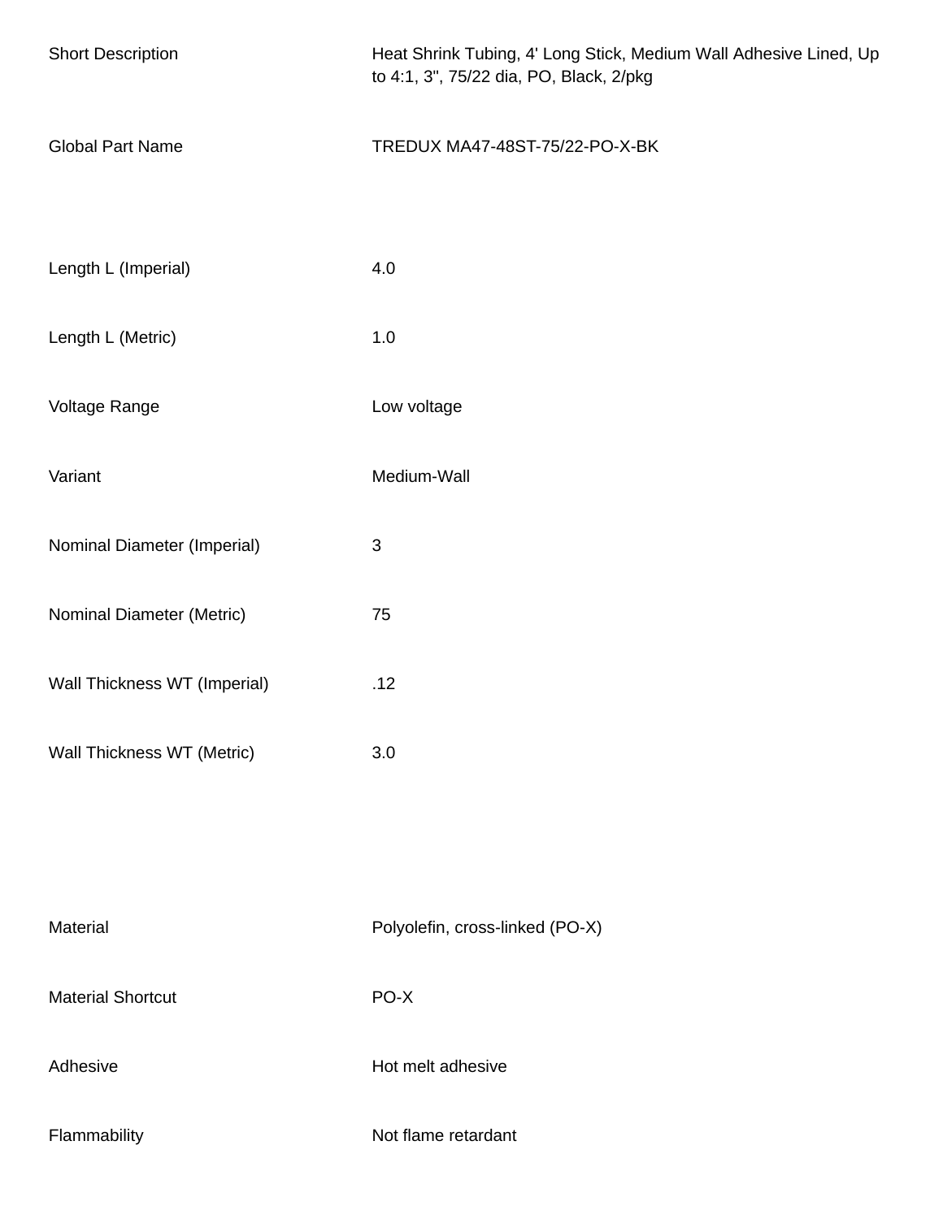| | |
|---|---|
| Short Description | Heat Shrink Tubing, 4' Long Stick, Medium Wall Adhesive Lined, Up to 4:1, 3", 75/22 dia, PO, Black, 2/pkg |
| Global Part Name | TREDUX MA47-48ST-75/22-PO-X-BK |
| Length L (Imperial) | 4.0 |
| Length L (Metric) | 1.0 |
| Voltage Range | Low voltage |
| Variant | Medium-Wall |
| Nominal Diameter (Imperial) | 3 |
| Nominal Diameter (Metric) | 75 |
| Wall Thickness WT (Imperial) | .12 |
| Wall Thickness WT (Metric) | 3.0 |
| Material | Polyolefin, cross-linked (PO-X) |
| Material Shortcut | PO-X |
| Adhesive | Hot melt adhesive |
| Flammability | Not flame retardant |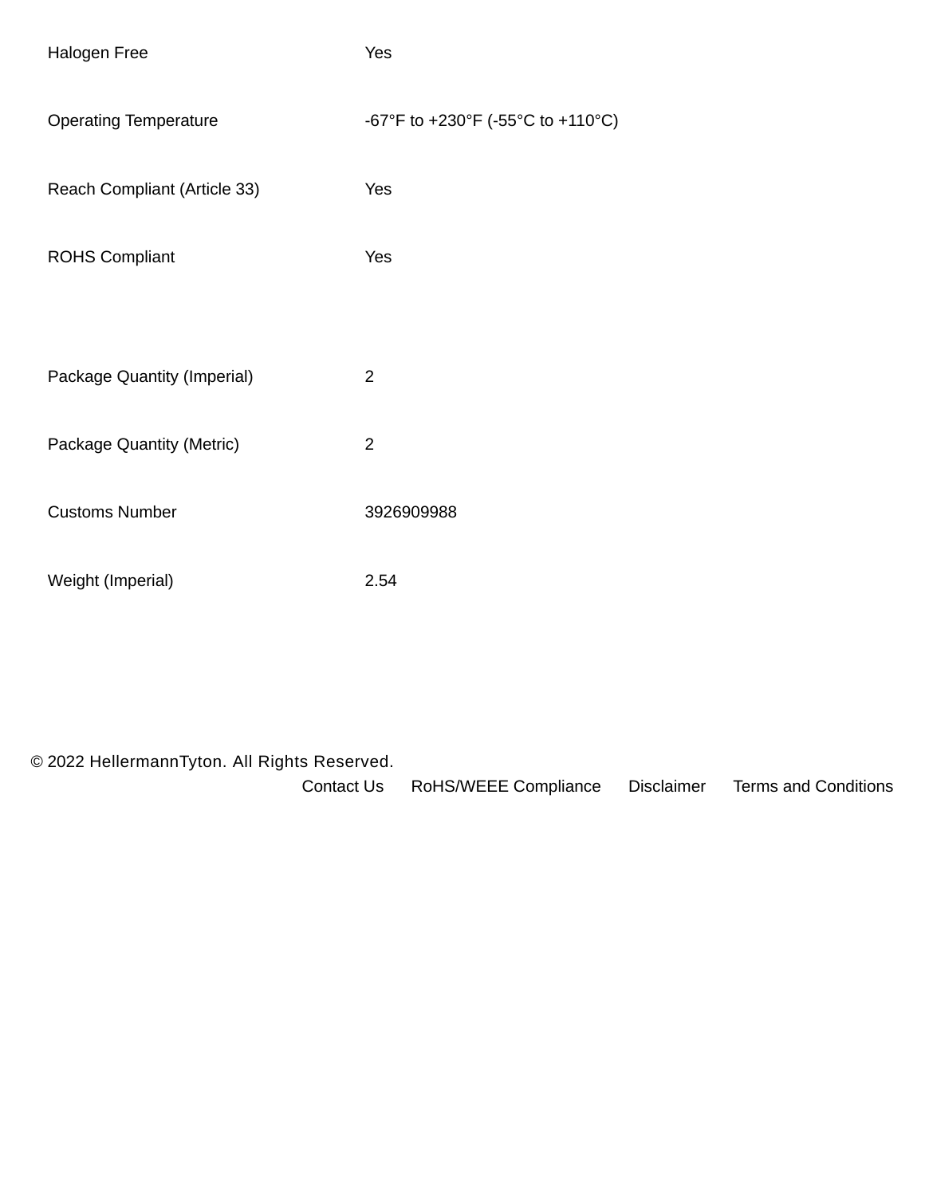| | |
|---|---|
| Halogen Free | Yes |
| Operating Temperature | -67°F to +230°F (-55°C to +110°C) |
| Reach Compliant (Article 33) | Yes |
| ROHS Compliant | Yes |

| | |
|---|---|
| Package Quantity (Imperial) | 2 |
| Package Quantity (Metric) | 2 |
| Customs Number | 3926909988 |
| Weight (Imperial) | 2.54 |

© 2022 HellermannTyton. All Rights Reserved.

Contact Us RoHS/WEEE Compliance Disclaimer Terms and Conditions